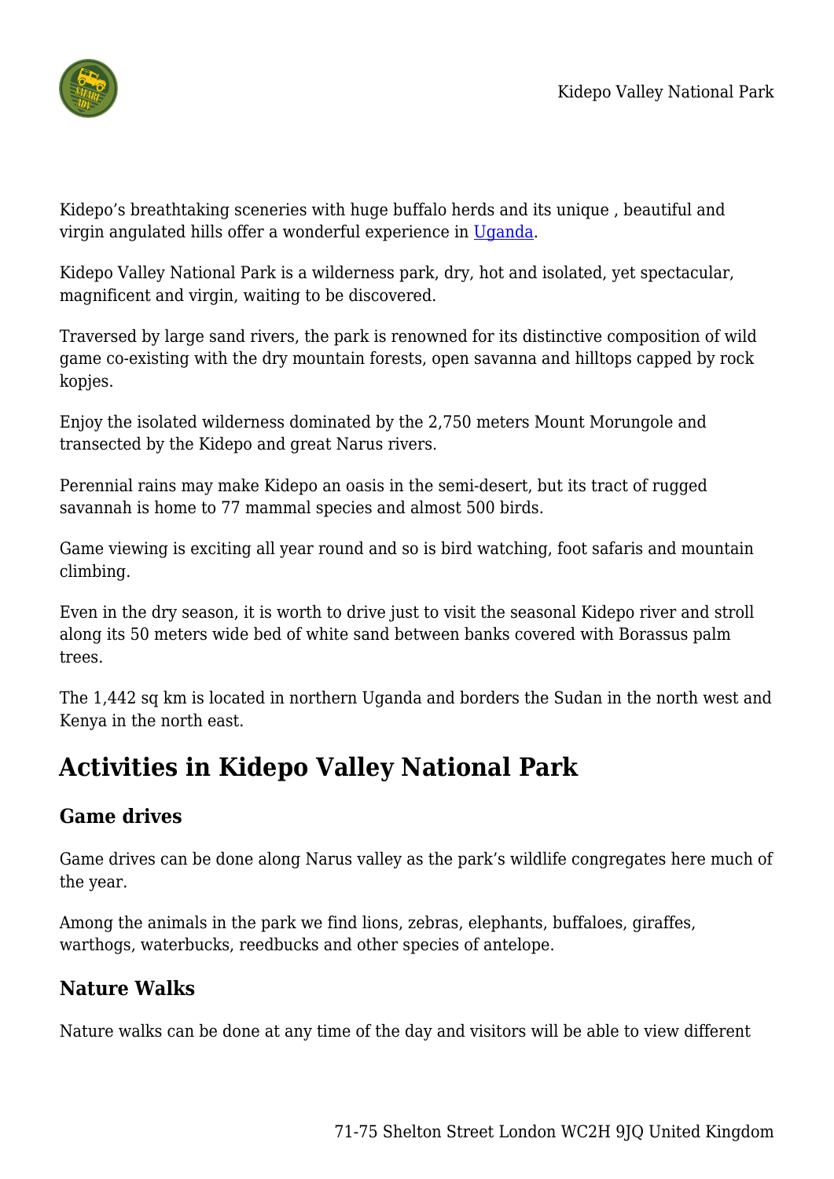Kidepo's breathtaking sceneries with huge buffalo herds and its unique , beautiful and virgin angulated hills offer a wonderful experience in Uganda.

Kidepo Valley National Park is a wilderness park, dry, hot and isolated, yet spectacular, magnificent and virgin, waiting to be discovered.

Traversed by large sand rivers, the park is renowned for its distinctive composition of wild game co-existing with the dry mountain forests, open savanna and hilltops capped by rock kopjes.

Enjoy the isolated wilderness dominated by the 2,750 meters Mount Morungole and transected by the Kidepo and great Narus rivers.

Perennial rains may make Kidepo an oasis in the semi-desert, but its tract of rugged savannah is home to 77 mammal species and almost 500 birds.

Game viewing is exciting all year round and so is bird watching, foot safaris and mountain climbing.

Even in the dry season, it is worth to drive just to visit the seasonal Kidepo river and stroll along its 50 meters wide bed of white sand between banks covered with Borassus palm trees.

The 1,442 sq km is located in northern Uganda and borders the Sudan in the north west and Kenya in the north east.

## Activities in Kidepo Valley National Park

### Game drives

Game drives can be done along Narus valley as the park's wildlife congregates here much of the year.

Among the animals in the park we find lions, zebras, elephants, buffaloes, giraffes, warthogs, waterbucks, reedbucks and other species of antelope.

### Nature Walks

Nature walks can be done at any time of the day and visitors will be able to view different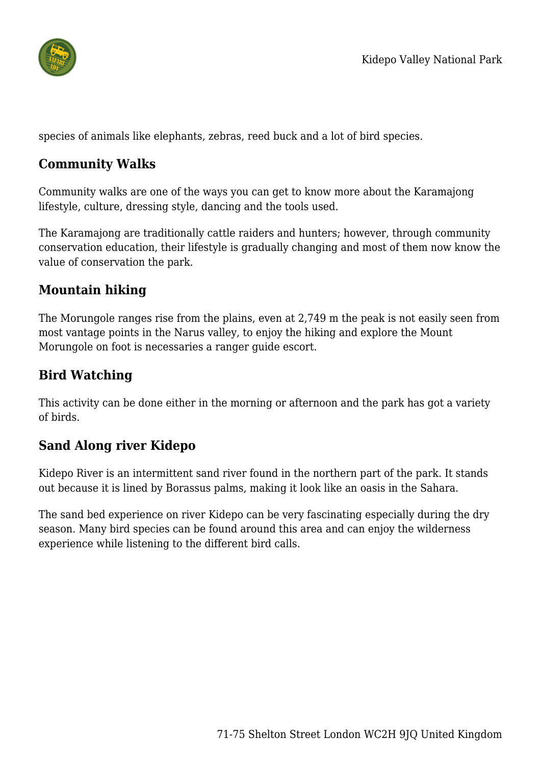species of animals like elephants, zebras, reed buck and a lot of bird species.

## Community Walks

Community walks are one of the ways you can get to know more about the Karamajong lifestyle, culture, dressing style, dancing and the tools used.

The Karamajong are traditionally cattle raiders and hunters; however, through community conservation education, their lifestyle is gradually changing and most of them now know the value of conservation the park.

## Mountain hiking

The Morungole ranges rise from the plains, even at 2,749 m the peak is not easily seen from most vantage points in the Narus valley, to enjoy the hiking and explore the Mount Morungole on foot is necessaries a ranger guide escort.

## Bird Watching

This activity can be done either in the morning or afternoon and the park has got a variety of birds.

## Sand Along river Kidepo

Kidepo River is an intermittent sand river found in the northern part of the park. It stands out because it is lined by Borassus palms, making it look like an oasis in the Sahara.

The sand bed experience on river Kidepo can be very fascinating especially during the dry season. Many bird species can be found around this area and can enjoy the wilderness experience while listening to the different bird calls.